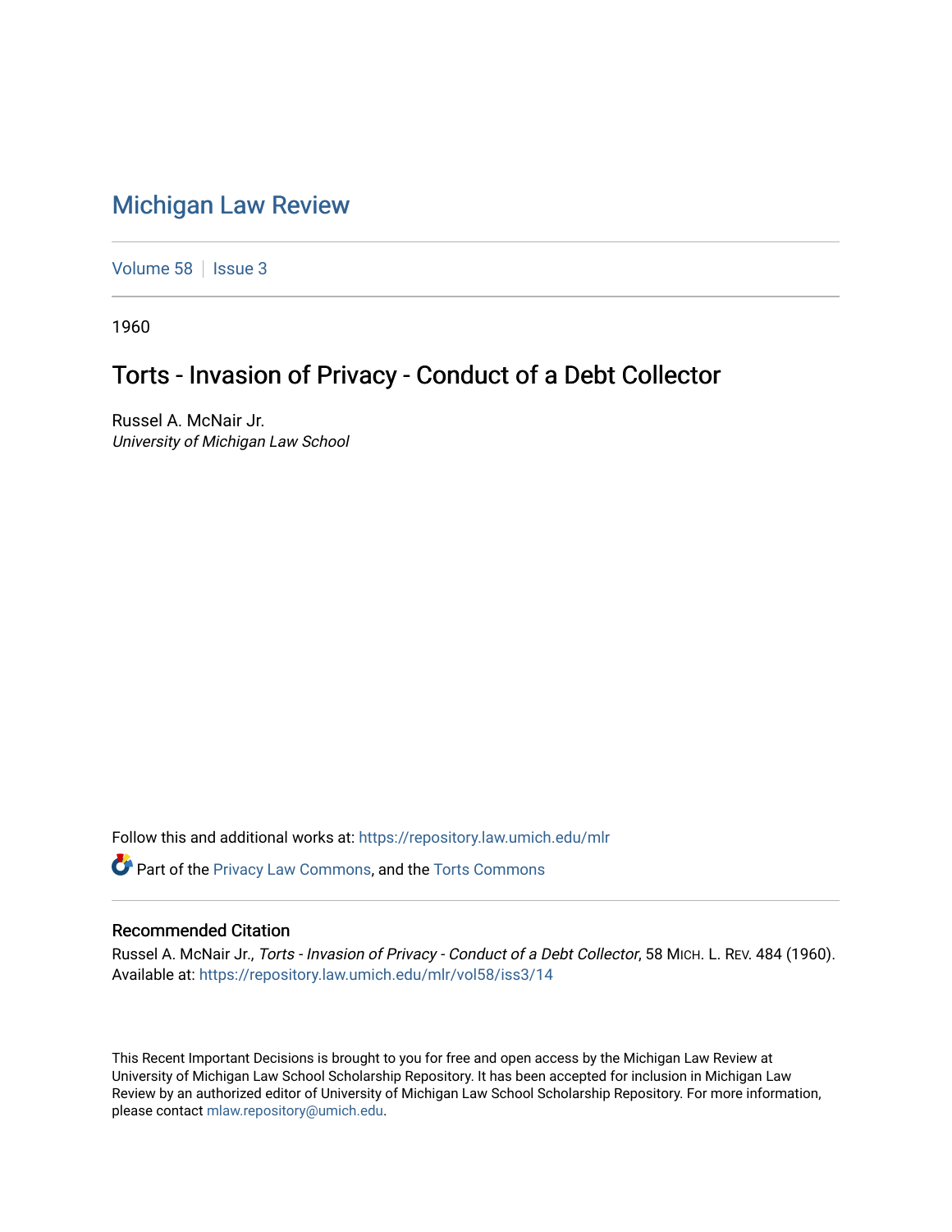# Michigan Law Review

Volume 58 | Issue 3

1960

## Torts - Invasion of Privacy - Conduct of a Debt Collector

Russel A. McNair Jr.
*University of Michigan Law School*

Follow this and additional works at: https://repository.law.umich.edu/mlr

Part of the Privacy Law Commons, and the Torts Commons

### Recommended Citation

Russel A. McNair Jr., *Torts - Invasion of Privacy - Conduct of a Debt Collector*, 58 MICH. L. REV. 484 (1960).
Available at: https://repository.law.umich.edu/mlr/vol58/iss3/14

This Recent Important Decisions is brought to you for free and open access by the Michigan Law Review at University of Michigan Law School Scholarship Repository. It has been accepted for inclusion in Michigan Law Review by an authorized editor of University of Michigan Law School Scholarship Repository. For more information, please contact mlaw.repository@umich.edu.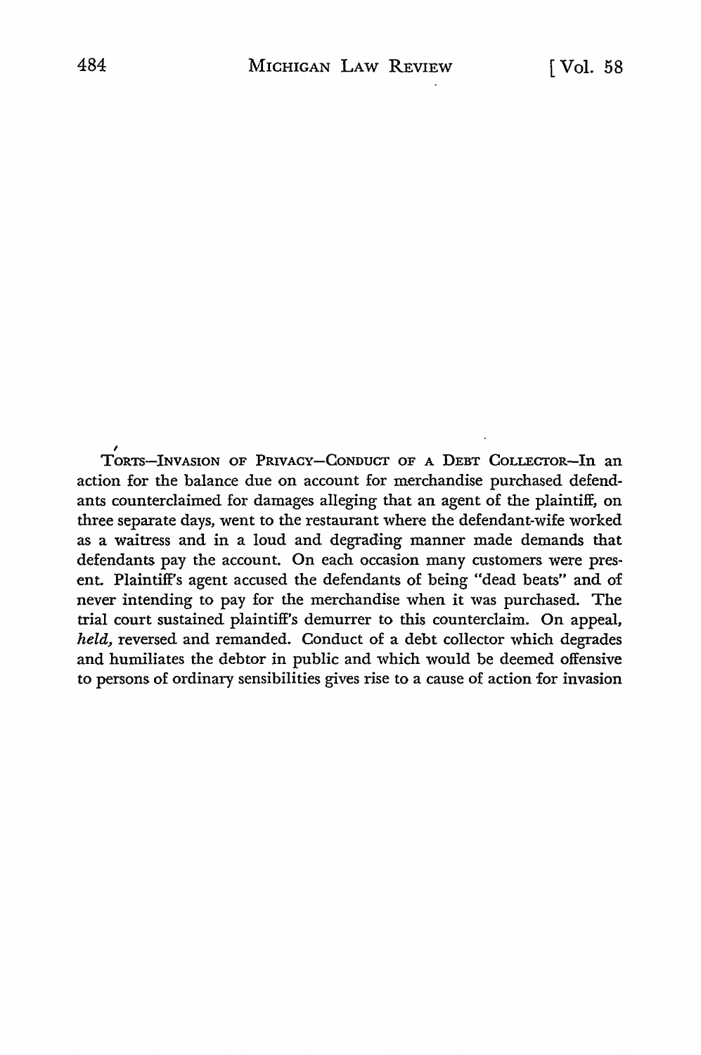TORTS—INVASION OF PRIVACY—CONDUCT OF A DEBT COLLECTOR—In an action for the balance due on account for merchandise purchased defendants counterclaimed for damages alleging that an agent of the plaintiff, on three separate days, went to the restaurant where the defendant-wife worked as a waitress and in a loud and degrading manner made demands that defendants pay the account. On each occasion many customers were present. Plaintiff's agent accused the defendants of being "dead beats" and of never intending to pay for the merchandise when it was purchased. The trial court sustained plaintiff's demurrer to this counterclaim. On appeal, *held*, reversed and remanded. Conduct of a debt collector which degrades and humiliates the debtor in public and which would be deemed offensive to persons of ordinary sensibilities gives rise to a cause of action for invasion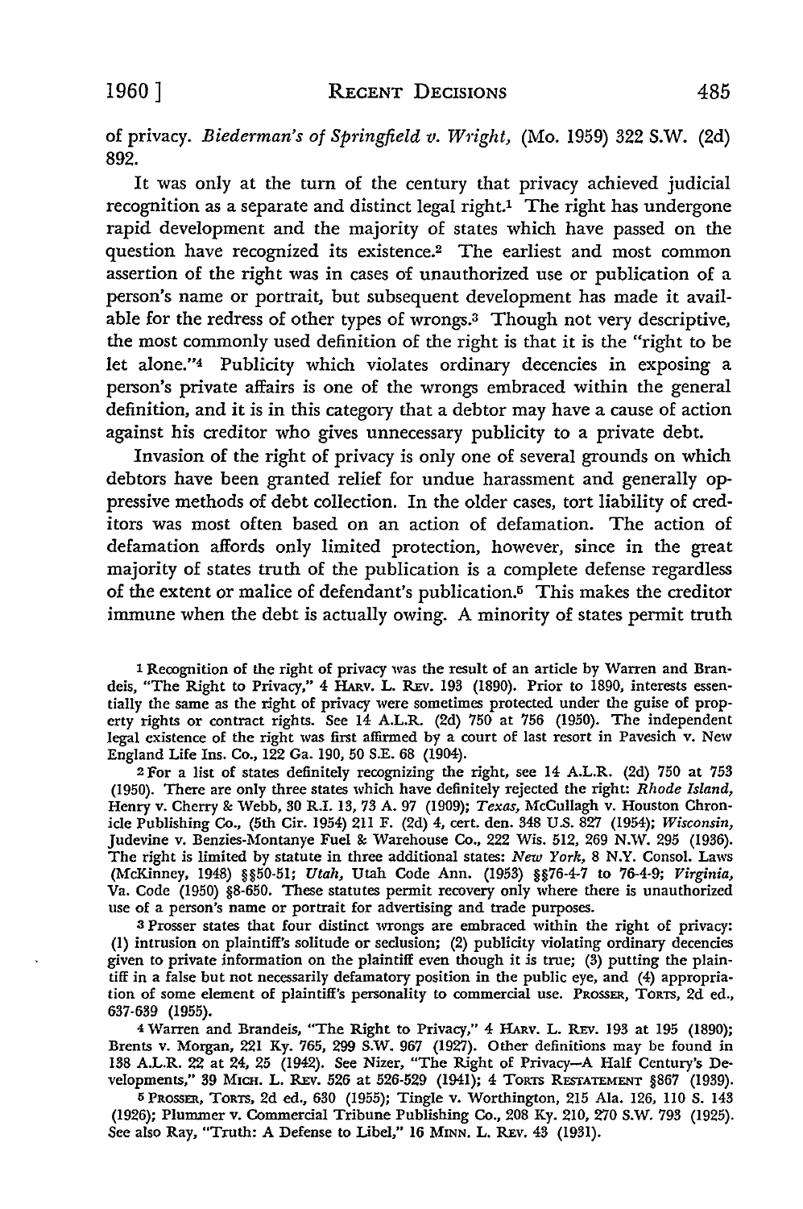of privacy. *Biederman's of Springfield v. Wright,* (Mo. 1959) 322 S.W. (2d) 892.

It was only at the turn of the century that privacy achieved judicial recognition as a separate and distinct legal right.[1] The right has undergone rapid development and the majority of states which have passed on the question have recognized its existence.[2] The earliest and most common assertion of the right was in cases of unauthorized use or publication of a person's name or portrait, but subsequent development has made it available for the redress of other types of wrongs.[3] Though not very descriptive, the most commonly used definition of the right is that it is the "right to be let alone."[4] Publicity which violates ordinary decencies in exposing a person's private affairs is one of the wrongs embraced within the general definition, and it is in this category that a debtor may have a cause of action against his creditor who gives unnecessary publicity to a private debt.

Invasion of the right of privacy is only one of several grounds on which debtors have been granted relief for undue harassment and generally oppressive methods of debt collection. In the older cases, tort liability of creditors was most often based on an action of defamation. The action of defamation affords only limited protection, however, since in the great majority of states truth of the publication is a complete defense regardless of the extent or malice of defendant's publication.[5] This makes the creditor immune when the debt is actually owing. A minority of states permit truth

---

[1] Recognition of the right of privacy was the result of an article by Warren and Brandeis, "The Right to Privacy," 4 HARV. L. REV. 193 (1890). Prior to 1890, interests essentially the same as the right of privacy were sometimes protected under the guise of property rights or contract rights. See 14 A.L.R. (2d) 750 at 756 (1950). The independent legal existence of the right was first affirmed by a court of last resort in Pavesich v. New England Life Ins. Co., 122 Ga. 190, 50 S.E. 68 (1904).

[2] For a list of states definitely recognizing the right, see 14 A.L.R. (2d) 750 at 753 (1950). There are only three states which have definitely rejected the right: *Rhode Island,* Henry v. Cherry & Webb, 30 R.I. 13, 73 A. 97 (1909); *Texas,* McCullagh v. Houston Chronicle Publishing Co., (5th Cir. 1954) 211 F. (2d) 4, cert. den. 348 U.S. 827 (1954); *Wisconsin,* Judevine v. Benzies-Montanye Fuel & Warehouse Co., 222 Wis. 512, 269 N.W. 295 (1936). The right is limited by statute in three additional states: *New York,* 8 N.Y. Consol. Laws (McKinney, 1948) §§50-51; *Utah,* Utah Code Ann. (1953) §§76-4-7 to 76-4-9; *Virginia,* Va. Code (1950) §8-650. These statutes permit recovery only where there is unauthorized use of a person's name or portrait for advertising and trade purposes.

[3] Prosser states that four distinct wrongs are embraced within the right of privacy: (1) intrusion on plaintiff's solitude or seclusion; (2) publicity violating ordinary decencies given to private information on the plaintiff even though it is true; (3) putting the plaintiff in a false but not necessarily defamatory position in the public eye, and (4) appropriation of some element of plaintiff's personality to commercial use. PROSSER, TORTS, 2d ed., 637-639 (1955).

[4] Warren and Brandeis, "The Right to Privacy," 4 HARV. L. REV. 193 at 195 (1890); Brents v. Morgan, 221 Ky. 765, 299 S.W. 967 (1927). Other definitions may be found in 138 A.L.R. 22 at 24, 25 (1942). See Nizer, "The Right of Privacy—A Half Century's Developments," 39 MICH. L. REV. 526 at 526-529 (1941); 4 TORTS RESTATEMENT §867 (1939).

[5] PROSSER, TORTS, 2d ed., 630 (1955); Tingle v. Worthington, 215 Ala. 126, 110 S. 143 (1926); Plummer v. Commercial Tribune Publishing Co., 208 Ky. 210, 270 S.W. 793 (1925). See also Ray, "Truth: A Defense to Libel," 16 MINN. L. REV. 43 (1931).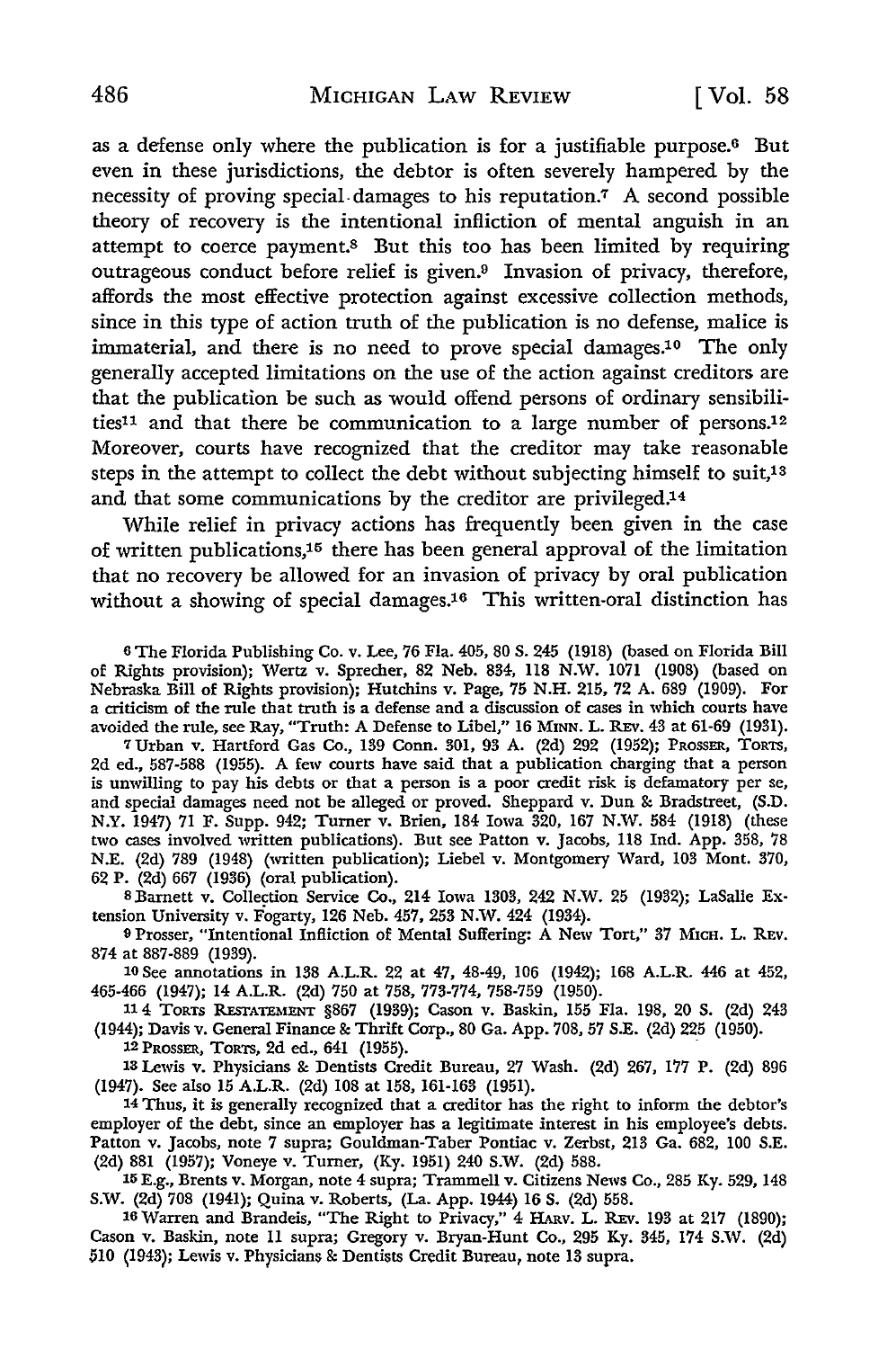as a defense only where the publication is for a justifiable purpose.[6] But even in these jurisdictions, the debtor is often severely hampered by the necessity of proving special damages to his reputation.[7] A second possible theory of recovery is the intentional infliction of mental anguish in an attempt to coerce payment.[8] But this too has been limited by requiring outrageous conduct before relief is given.[9] Invasion of privacy, therefore, affords the most effective protection against excessive collection methods, since in this type of action truth of the publication is no defense, malice is immaterial, and there is no need to prove special damages.[10] The only generally accepted limitations on the use of the action against creditors are that the publication be such as would offend persons of ordinary sensibilities[11] and that there be communication to a large number of persons.[12] Moreover, courts have recognized that the creditor may take reasonable steps in the attempt to collect the debt without subjecting himself to suit,[13] and that some communications by the creditor are privileged.[14]

While relief in privacy actions has frequently been given in the case of written publications,[15] there has been general approval of the limitation that no recovery be allowed for an invasion of privacy by oral publication without a showing of special damages.[16] This written-oral distinction has

---

[6] The Florida Publishing Co. v. Lee, 76 Fla. 405, 80 S. 245 (1918) (based on Florida Bill of Rights provision); Wertz v. Sprecher, 82 Neb. 834, 118 N.W. 1071 (1908) (based on Nebraska Bill of Rights provision); Hutchins v. Page, 75 N.H. 215, 72 A. 689 (1909). For a criticism of the rule that truth is a defense and a discussion of cases in which courts have avoided the rule, see Ray, "Truth: A Defense to Libel," 16 MINN. L. REV. 43 at 61-69 (1931).

[7] Urban v. Hartford Gas Co., 139 Conn. 301, 93 A. (2d) 292 (1952); PROSSER, TORTS, 2d ed., 587-588 (1955). A few courts have said that a publication charging that a person is unwilling to pay his debts or that a person is a poor credit risk is defamatory per se, and special damages need not be alleged or proved. Sheppard v. Dun & Bradstreet, (S.D. N.Y. 1947) 71 F. Supp. 942; Turner v. Brien, 184 Iowa 320, 167 N.W. 584 (1918) (these two cases involved written publications). But see Patton v. Jacobs, 118 Ind. App. 358, 78 N.E. (2d) 789 (1948) (written publication); Liebel v. Montgomery Ward, 103 Mont. 370, 62 P. (2d) 667 (1936) (oral publication).

[8] Barnett v. Collection Service Co., 214 Iowa 1303, 242 N.W. 25 (1932); LaSalle Extension University v. Fogarty, 126 Neb. 457, 253 N.W. 424 (1934).

[9] Prosser, "Intentional Infliction of Mental Suffering: A New Tort," 37 MICH. L. REV. 874 at 887-889 (1939).

[10] See annotations in 138 A.L.R. 22 at 47, 48-49, 106 (1942); 168 A.L.R. 446 at 452, 465-466 (1947); 14 A.L.R. (2d) 750 at 758, 773-774, 758-759 (1950).

[11] 4 TORTS RESTATEMENT §867 (1939); Cason v. Baskin, 155 Fla. 198, 20 S. (2d) 243 (1944); Davis v. General Finance & Thrift Corp., 80 Ga. App. 708, 57 S.E. (2d) 225 (1950).

[12] PROSSER, TORTS, 2d ed., 641 (1955).

[13] Lewis v. Physicians & Dentists Credit Bureau, 27 Wash. (2d) 267, 177 P. (2d) 896 (1947). See also 15 A.L.R. (2d) 108 at 158, 161-163 (1951).

[14] Thus, it is generally recognized that a creditor has the right to inform the debtor's employer of the debt, since an employer has a legitimate interest in his employee's debts. Patton v. Jacobs, note 7 supra; Gouldman-Taber Pontiac v. Zerbst, 213 Ga. 682, 100 S.E. (2d) 881 (1957); Voneye v. Turner, (Ky. 1951) 240 S.W. (2d) 588.

[15] E.g., Brents v. Morgan, note 4 supra; Trammell v. Citizens News Co., 285 Ky. 529, 148 S.W. (2d) 708 (1941); Quina v. Roberts, (La. App. 1944) 16 S. (2d) 558.

[16] Warren and Brandeis, "The Right to Privacy," 4 HARV. L. REV. 193 at 217 (1890); Cason v. Baskin, note 11 supra; Gregory v. Bryan-Hunt Co., 295 Ky. 345, 174 S.W. (2d) 510 (1943); Lewis v. Physicians & Dentists Credit Bureau, note 13 supra.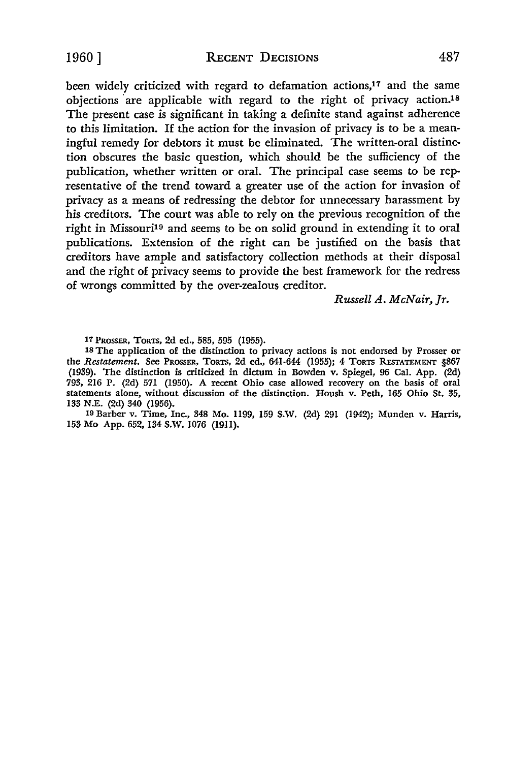been widely criticized with regard to defamation actions,[17] and the same objections are applicable with regard to the right of privacy action.[18] The present case is significant in taking a definite stand against adherence to this limitation. If the action for the invasion of privacy is to be a meaningful remedy for debtors it must be eliminated. The written-oral distinction obscures the basic question, which should be the sufficiency of the publication, whether written or oral. The principal case seems to be representative of the trend toward a greater use of the action for invasion of privacy as a means of redressing the debtor for unnecessary harassment by his creditors. The court was able to rely on the previous recognition of the right in Missouri[19] and seems to be on solid ground in extending it to oral publications. Extension of the right can be justified on the basis that creditors have ample and satisfactory collection methods at their disposal and the right of privacy seems to provide the best framework for the redress of wrongs committed by the over-zealous creditor.

*Russell A. McNair, Jr.*

---

[17] PROSSER, TORTS, 2d ed., 585, 595 (1955).

[18] The application of the distinction to privacy actions is not endorsed by Prosser or the *Restatement*. See PROSSER, TORTS, 2d ed., 641-644 (1955); 4 TORTS RESTATEMENT §867 (1939). The distinction is criticized in dictum in Bowden v. Spiegel, 96 Cal. App. (2d) 793, 216 P. (2d) 571 (1950). A recent Ohio case allowed recovery on the basis of oral statements alone, without discussion of the distinction. Housh v. Peth, 165 Ohio St. 35, 133 N.E. (2d) 340 (1956).

[19] Barber v. Time, Inc., 348 Mo. 1199, 159 S.W. (2d) 291 (1942); Munden v. Harris, 153 Mo App. 652, 134 S.W. 1076 (1911).